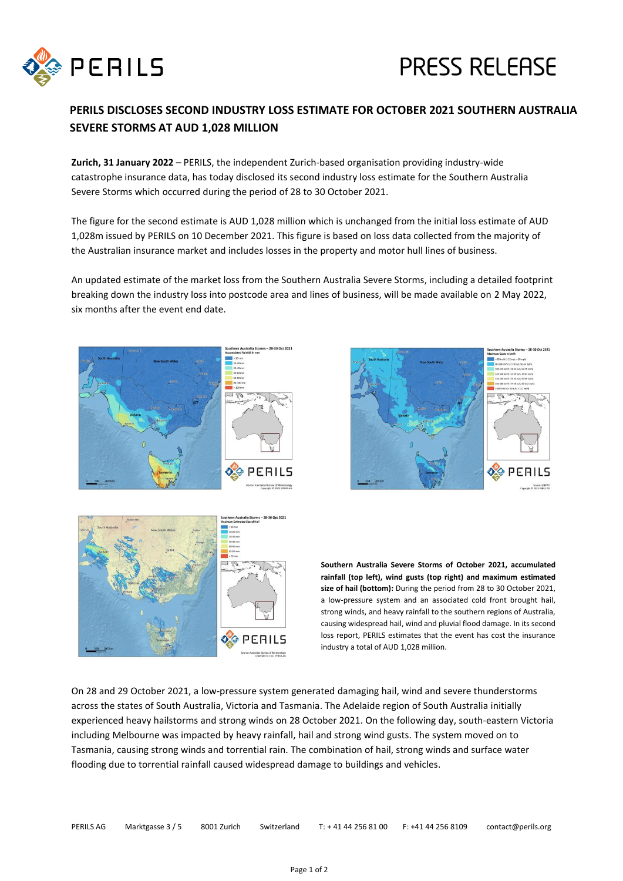# PRESS RELEASE

## PERILS DISCLOSES SECOND INDUSTRY LOSS ESTIMATE FOR OCTOBER 2021 SOUTHERN AUSTRALIA SEVERE STORMS AT AUD 1,028 MILLION

**Zurich, 31 January 2022** – PERILS, the independent Zurich-based organisation providing industry-wide catastrophe insurance data, has today disclosed its second industry loss estimate for the Southern Australia Severe Storms which occurred during the period of 28 to 30 October 2021.

The figure for the second estimate is AUD 1,028 million which is unchanged from the initial loss estimate of AUD 1,028m issued by PERILS on 10 December 2021. This figure is based on loss data collected from the majority of the Australian insurance market and includes losses in the property and motor hull lines of business.

An updated estimate of the market loss from the Southern Australia Severe Storms, including a detailed footprint breaking down the industry loss into postcode area and lines of business, will be made available on 2 May 2022, six months after the event end date.

**Southern Australia Severe Storms of October 2021, accumulated rainfall (top left), wind gusts (top right) and maximum estimated size of hail (bottom):** During the period from 28 to 30 October 2021, a low-pressure system and an associated cold front brought hail, strong winds, and heavy rainfall to the southern regions of Australia, causing widespread hail, wind and pluvial flood damage. In its second loss report, PERILS estimates that the event has cost the insurance industry a total of AUD 1,028 million.

On 28 and 29 October 2021, a low-pressure system generated damaging hail, wind and severe thunderstorms across the states of South Australia, Victoria and Tasmania. The Adelaide region of South Australia initially experienced heavy hailstorms and strong winds on 28 October 2021. On the following day, south-eastern Victoria including Melbourne was impacted by heavy rainfall, hail and strong wind gusts. The system moved on to Tasmania, causing strong winds and torrential rain. The combination of hail, strong winds and surface water flooding due to torrential rainfall caused widespread damage to buildings and vehicles.

PERILS AG | Marktgasse 3 / 5 | 8001 Zurich | Switzerland | T: + 41 44 256 81 00 | F: +41 44 256 8109 | contact@perils.org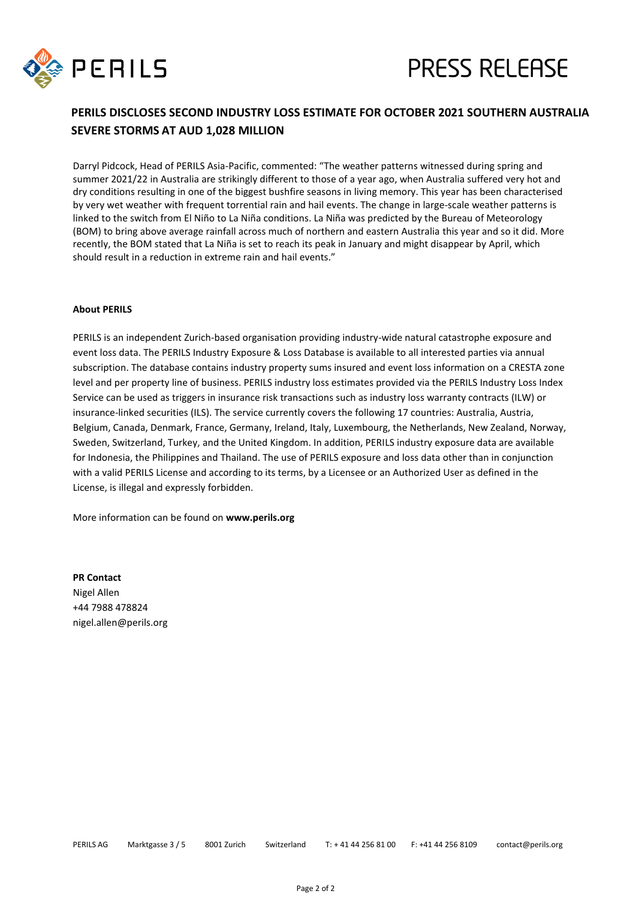# PERILS DISCLOSES SECOND INDUSTRY LOSS ESTIMATE FOR OCTOBER 2021 SOUTHERN AUSTRALIA SEVERE STORMS AT AUD 1,028 MILLION

Darryl Pidcock, Head of PERILS Asia-Pacific, commented: "The weather patterns witnessed during spring and summer 2021/22 in Australia are strikingly different to those of a year ago, when Australia suffered very hot and dry conditions resulting in one of the biggest bushfire seasons in living memory. This year has been characterised by very wet weather with frequent torrential rain and hail events. The change in large-scale weather patterns is linked to the switch from El Niño to La Niña conditions. La Niña was predicted by the Bureau of Meteorology (BOM) to bring above average rainfall across much of northern and eastern Australia this year and so it did. More recently, the BOM stated that La Niña is set to reach its peak in January and might disappear by April, which should result in a reduction in extreme rain and hail events."

**About PERILS**

PERILS is an independent Zurich-based organisation providing industry-wide natural catastrophe exposure and event loss data. The PERILS Industry Exposure & Loss Database is available to all interested parties via annual subscription. The database contains industry property sums insured and event loss information on a CRESTA zone level and per property line of business. PERILS industry loss estimates provided via the PERILS Industry Loss Index Service can be used as triggers in insurance risk transactions such as industry loss warranty contracts (ILW) or insurance-linked securities (ILS). The service currently covers the following 17 countries: Australia, Austria, Belgium, Canada, Denmark, France, Germany, Ireland, Italy, Luxembourg, the Netherlands, New Zealand, Norway, Sweden, Switzerland, Turkey, and the United Kingdom. In addition, PERILS industry exposure data are available for Indonesia, the Philippines and Thailand. The use of PERILS exposure and loss data other than in conjunction with a valid PERILS License and according to its terms, by a Licensee or an Authorized User as defined in the License, is illegal and expressly forbidden.

More information can be found on **www.perils.org**

**PR Contact**
Nigel Allen
+44 7988 478824
nigel.allen@perils.org

PERILS AG Marktgasse 3 / 5 8001 Zurich Switzerland T: + 41 44 256 81 00 F: +41 44 256 8109 contact@perils.org